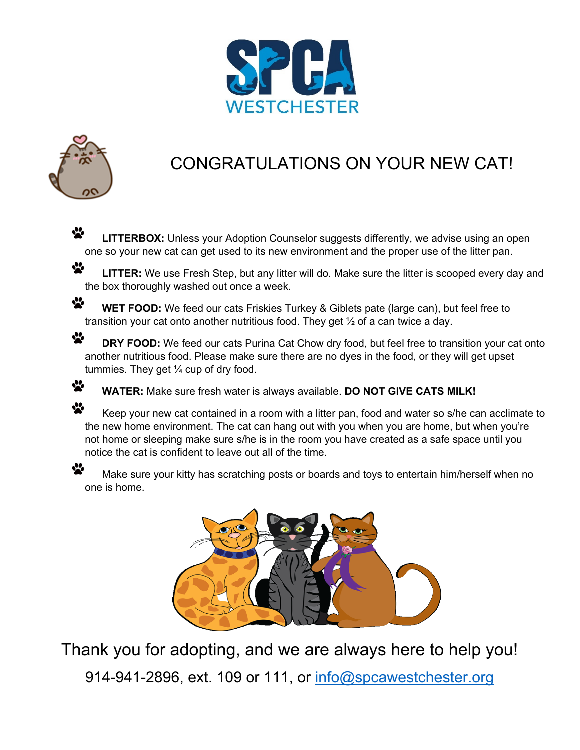SPCA WESTCHESTER

# CONGRATULATIONS ON YOUR NEW CAT!

- **LITTERBOX:** Unless your Adoption Counselor suggests differently, we advise using an open one so your new cat can get used to its new environment and the proper use of the litter pan.
- **LITTER:** We use Fresh Step, but any litter will do. Make sure the litter is scooped every day and the box thoroughly washed out once a week.
- **WET FOOD:** We feed our cats Friskies Turkey & Giblets pate (large can), but feel free to transition your cat onto another nutritious food. They get ½ of a can twice a day.
- **DRY FOOD:** We feed our cats Purina Cat Chow dry food, but feel free to transition your cat onto another nutritious food. Please make sure there are no dyes in the food, or they will get upset tummies. They get ¼ cup of dry food.
- **WATER:** Make sure fresh water is always available. **DO NOT GIVE CATS MILK!**
- Keep your new cat contained in a room with a litter pan, food and water so s/he can acclimate to the new home environment. The cat can hang out with you when you are home, but when you're not home or sleeping make sure s/he is in the room you have created as a safe space until you notice the cat is confident to leave out all of the time.
- Make sure your kitty has scratching posts or boards and toys to entertain him/herself when no one is home.

Thank you for adopting, and we are always here to help you!

914-941-2896, ext. 109 or 111, or info@spcawestchester.org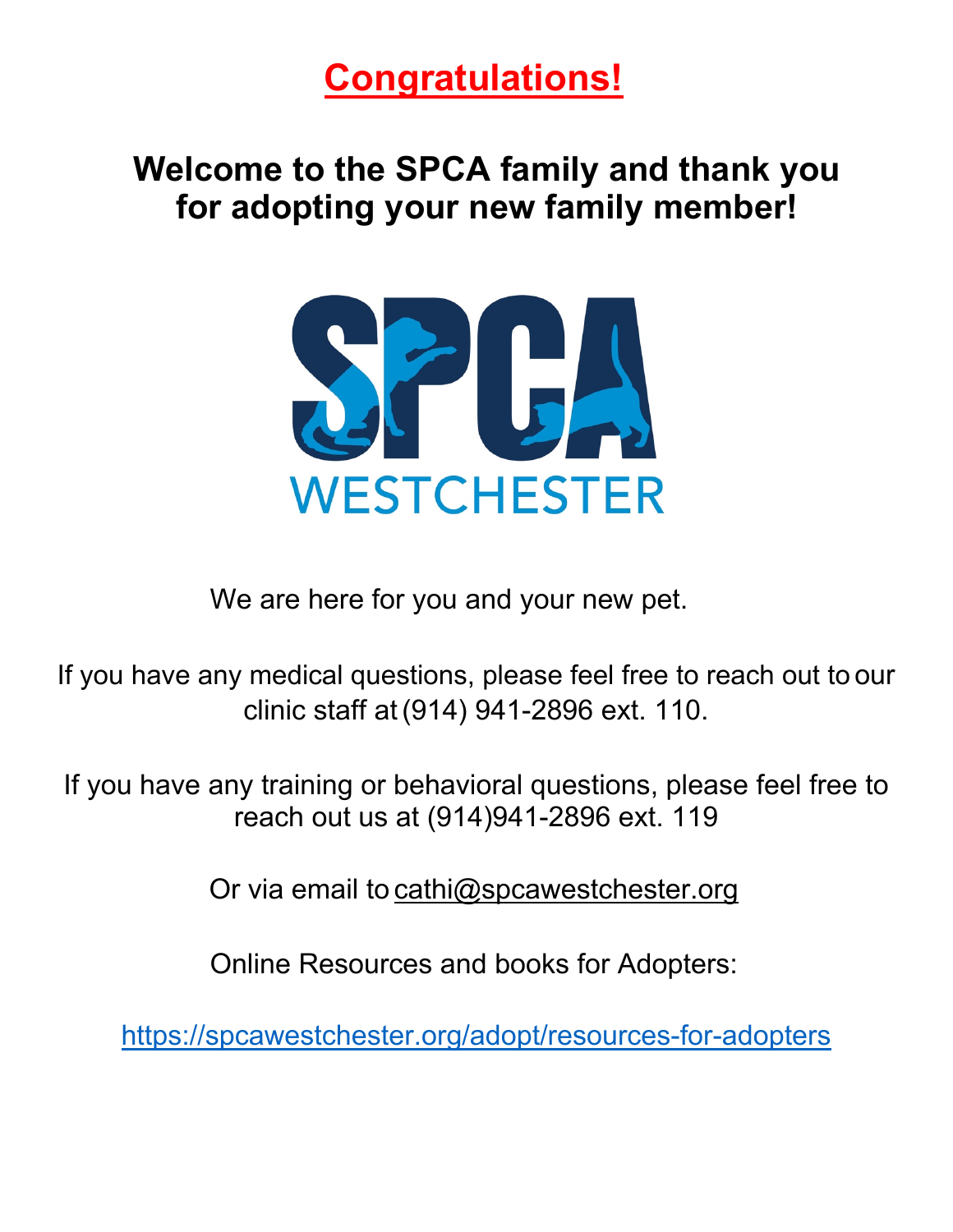# Congratulations!

## Welcome to the SPCA family and thank you for adopting your new family member!

SPCA WESTCHESTER

We are here for you and your new pet.

If you have any medical questions, please feel free to reach out to our clinic staff at (914) 941-2896 ext. 110.

If you have any training or behavioral questions, please feel free to reach out us at (914)941-2896 ext. 119

Or via email to cathi@spcawestchester.org

Online Resources and books for Adopters:

https://spcawestchester.org/adopt/resources-for-adopters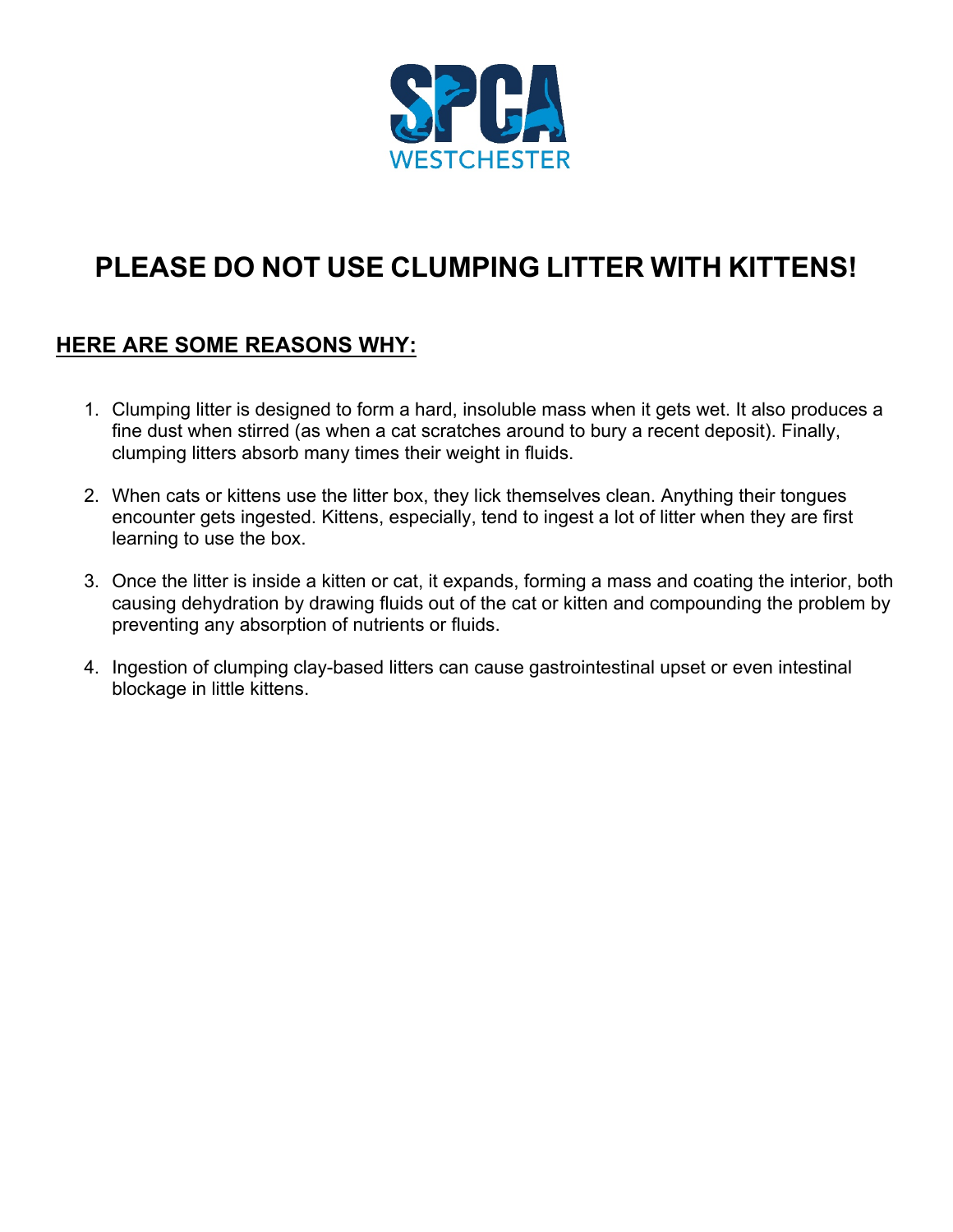SPCA WESTCHESTER

# PLEASE DO NOT USE CLUMPING LITTER WITH KITTENS!

## HERE ARE SOME REASONS WHY:

1. Clumping litter is designed to form a hard, insoluble mass when it gets wet. It also produces a fine dust when stirred (as when a cat scratches around to bury a recent deposit). Finally, clumping litters absorb many times their weight in fluids.

2. When cats or kittens use the litter box, they lick themselves clean. Anything their tongues encounter gets ingested. Kittens, especially, tend to ingest a lot of litter when they are first learning to use the box.

3. Once the litter is inside a kitten or cat, it expands, forming a mass and coating the interior, both causing dehydration by drawing fluids out of the cat or kitten and compounding the problem by preventing any absorption of nutrients or fluids.

4. Ingestion of clumping clay-based litters can cause gastrointestinal upset or even intestinal blockage in little kittens.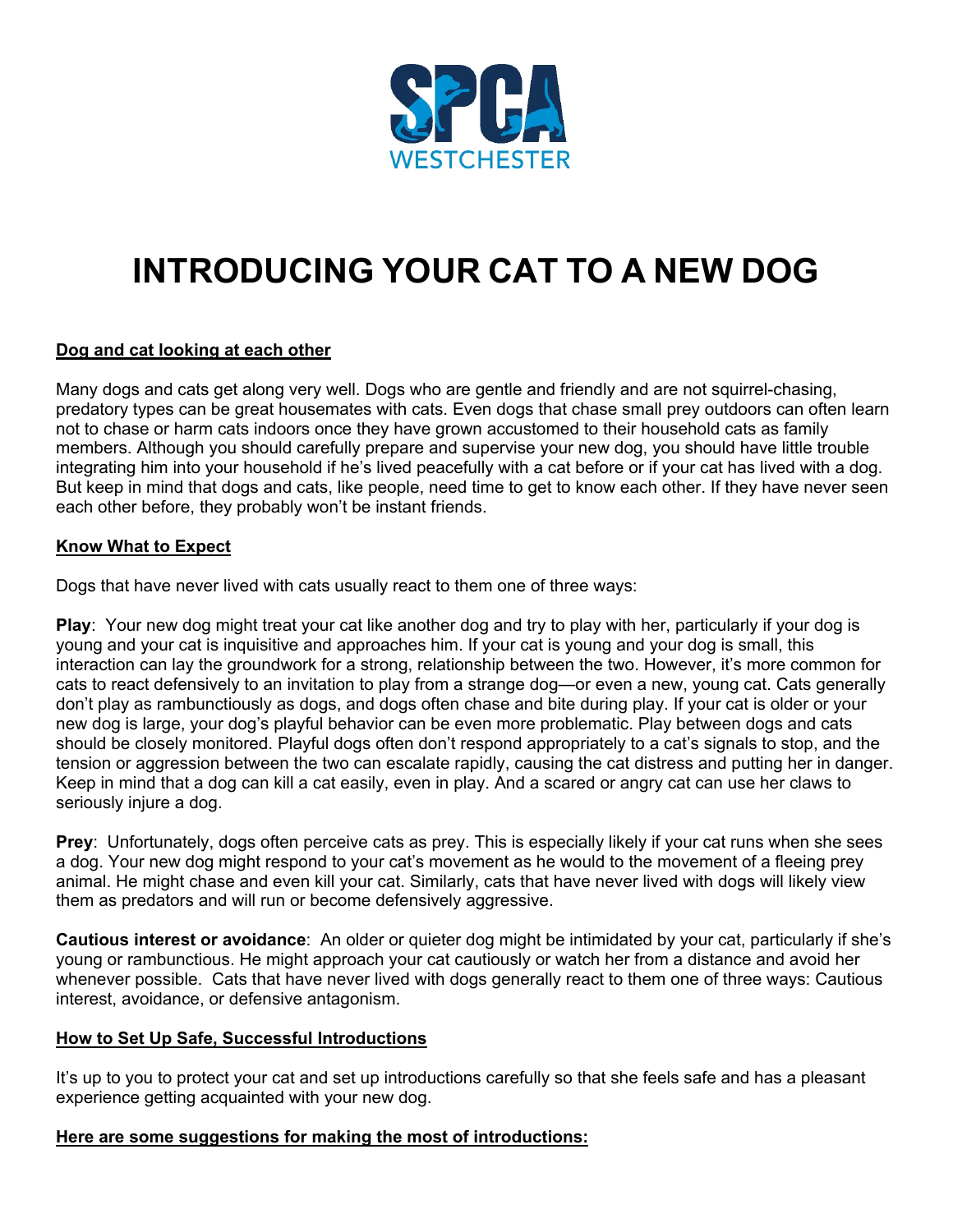# INTRODUCING YOUR CAT TO A NEW DOG

**Dog and cat looking at each other**

Many dogs and cats get along very well. Dogs who are gentle and friendly and are not squirrel-chasing, predatory types can be great housemates with cats. Even dogs that chase small prey outdoors can often learn not to chase or harm cats indoors once they have grown accustomed to their household cats as family members. Although you should carefully prepare and supervise your new dog, you should have little trouble integrating him into your household if he's lived peacefully with a cat before or if your cat has lived with a dog. But keep in mind that dogs and cats, like people, need time to get to know each other. If they have never seen each other before, they probably won't be instant friends.

**Know What to Expect**

Dogs that have never lived with cats usually react to them one of three ways:

**Play**: Your new dog might treat your cat like another dog and try to play with her, particularly if your dog is young and your cat is inquisitive and approaches him. If your cat is young and your dog is small, this interaction can lay the groundwork for a strong, relationship between the two. However, it's more common for cats to react defensively to an invitation to play from a strange dog—or even a new, young cat. Cats generally don't play as rambunctiously as dogs, and dogs often chase and bite during play. If your cat is older or your new dog is large, your dog's playful behavior can be even more problematic. Play between dogs and cats should be closely monitored. Playful dogs often don't respond appropriately to a cat's signals to stop, and the tension or aggression between the two can escalate rapidly, causing the cat distress and putting her in danger. Keep in mind that a dog can kill a cat easily, even in play. And a scared or angry cat can use her claws to seriously injure a dog.

**Prey**: Unfortunately, dogs often perceive cats as prey. This is especially likely if your cat runs when she sees a dog. Your new dog might respond to your cat's movement as he would to the movement of a fleeing prey animal. He might chase and even kill your cat. Similarly, cats that have never lived with dogs will likely view them as predators and will run or become defensively aggressive.

**Cautious interest or avoidance**: An older or quieter dog might be intimidated by your cat, particularly if she's young or rambunctious. He might approach your cat cautiously or watch her from a distance and avoid her whenever possible. Cats that have never lived with dogs generally react to them one of three ways: Cautious interest, avoidance, or defensive antagonism.

**How to Set Up Safe, Successful Introductions**

It's up to you to protect your cat and set up introductions carefully so that she feels safe and has a pleasant experience getting acquainted with your new dog.

**Here are some suggestions for making the most of introductions:**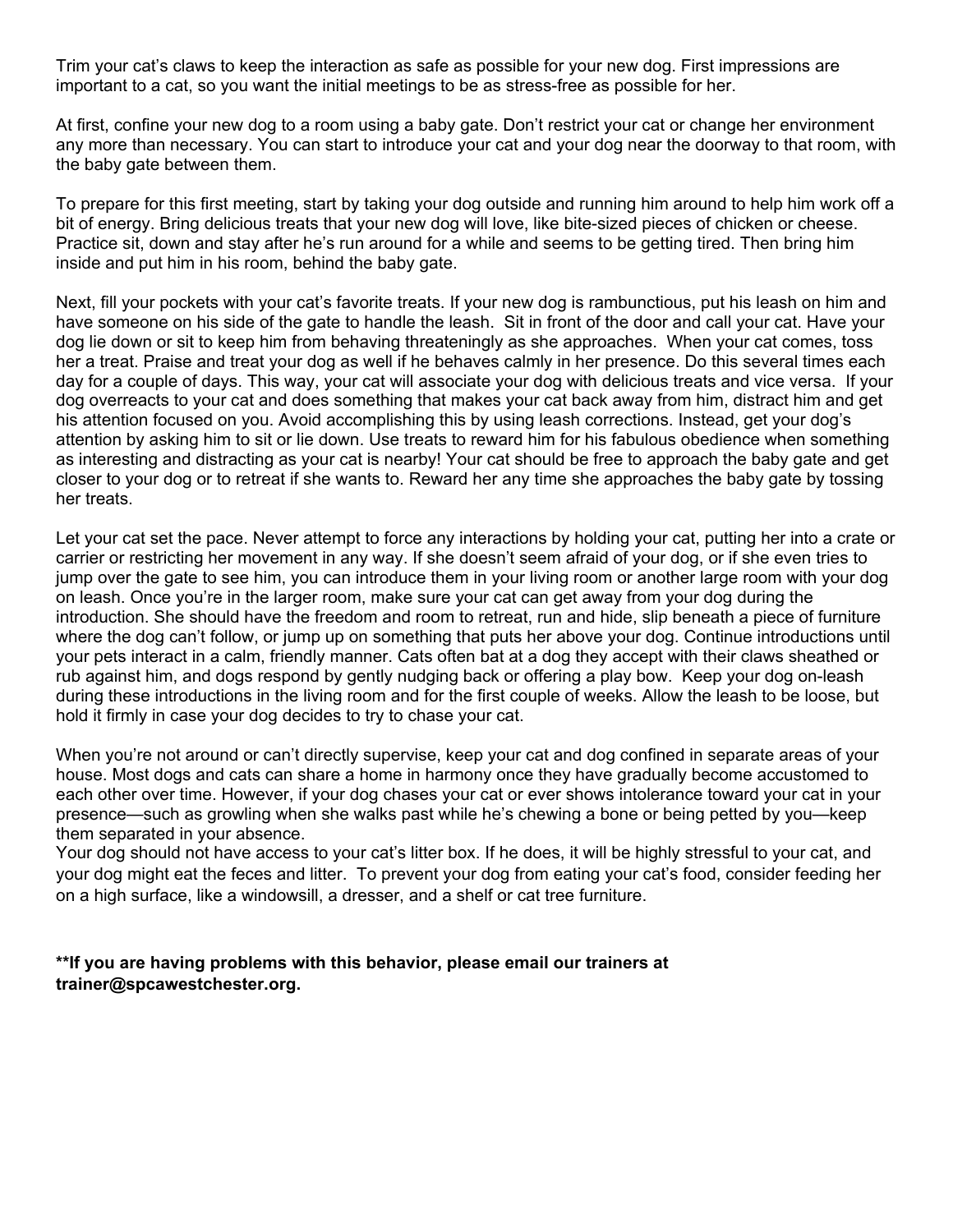Trim your cat's claws to keep the interaction as safe as possible for your new dog. First impressions are important to a cat, so you want the initial meetings to be as stress-free as possible for her.

At first, confine your new dog to a room using a baby gate. Don't restrict your cat or change her environment any more than necessary. You can start to introduce your cat and your dog near the doorway to that room, with the baby gate between them.

To prepare for this first meeting, start by taking your dog outside and running him around to help him work off a bit of energy. Bring delicious treats that your new dog will love, like bite-sized pieces of chicken or cheese. Practice sit, down and stay after he's run around for a while and seems to be getting tired. Then bring him inside and put him in his room, behind the baby gate.

Next, fill your pockets with your cat's favorite treats. If your new dog is rambunctious, put his leash on him and have someone on his side of the gate to handle the leash. Sit in front of the door and call your cat. Have your dog lie down or sit to keep him from behaving threateningly as she approaches. When your cat comes, toss her a treat. Praise and treat your dog as well if he behaves calmly in her presence. Do this several times each day for a couple of days. This way, your cat will associate your dog with delicious treats and vice versa. If your dog overreacts to your cat and does something that makes your cat back away from him, distract him and get his attention focused on you. Avoid accomplishing this by using leash corrections. Instead, get your dog's attention by asking him to sit or lie down. Use treats to reward him for his fabulous obedience when something as interesting and distracting as your cat is nearby! Your cat should be free to approach the baby gate and get closer to your dog or to retreat if she wants to. Reward her any time she approaches the baby gate by tossing her treats.

Let your cat set the pace. Never attempt to force any interactions by holding your cat, putting her into a crate or carrier or restricting her movement in any way. If she doesn't seem afraid of your dog, or if she even tries to jump over the gate to see him, you can introduce them in your living room or another large room with your dog on leash. Once you're in the larger room, make sure your cat can get away from your dog during the introduction. She should have the freedom and room to retreat, run and hide, slip beneath a piece of furniture where the dog can't follow, or jump up on something that puts her above your dog. Continue introductions until your pets interact in a calm, friendly manner. Cats often bat at a dog they accept with their claws sheathed or rub against him, and dogs respond by gently nudging back or offering a play bow. Keep your dog on-leash during these introductions in the living room and for the first couple of weeks. Allow the leash to be loose, but hold it firmly in case your dog decides to try to chase your cat.

When you're not around or can't directly supervise, keep your cat and dog confined in separate areas of your house. Most dogs and cats can share a home in harmony once they have gradually become accustomed to each other over time. However, if your dog chases your cat or ever shows intolerance toward your cat in your presence—such as growling when she walks past while he's chewing a bone or being petted by you—keep them separated in your absence.

Your dog should not have access to your cat's litter box. If he does, it will be highly stressful to your cat, and your dog might eat the feces and litter. To prevent your dog from eating your cat's food, consider feeding her on a high surface, like a windowsill, a dresser, and a shelf or cat tree furniture.

**\*\*If you are having problems with this behavior, please email our trainers at trainer@spcawestchester.org.**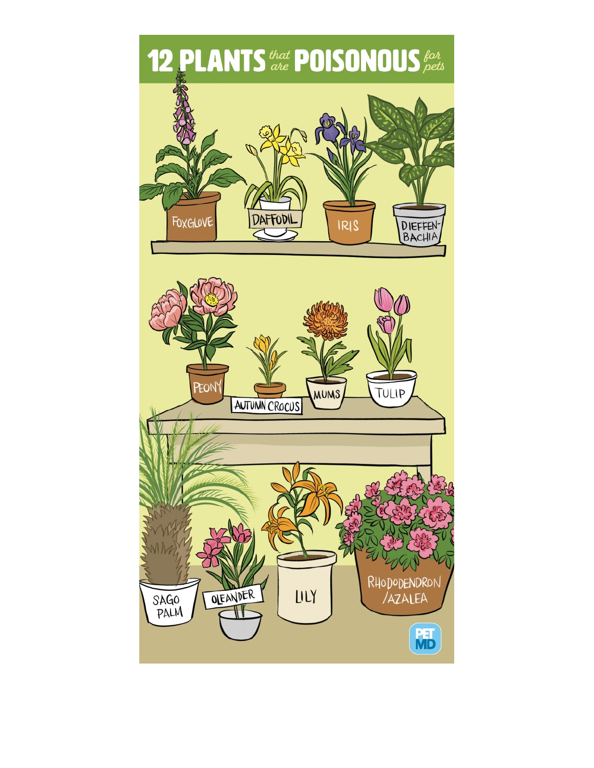# 12 PLANTS *that are* POISONOUS *for pets*

FOXGLOVE

DAFFODIL

IRIS

DIEFFEN-BACHIA

PEONY

AUTUMN CROCUS

MUMS

TULIP

SAGO PALM

OLEANDER

LILY

RHODODENDRON /AZALEA

PET MD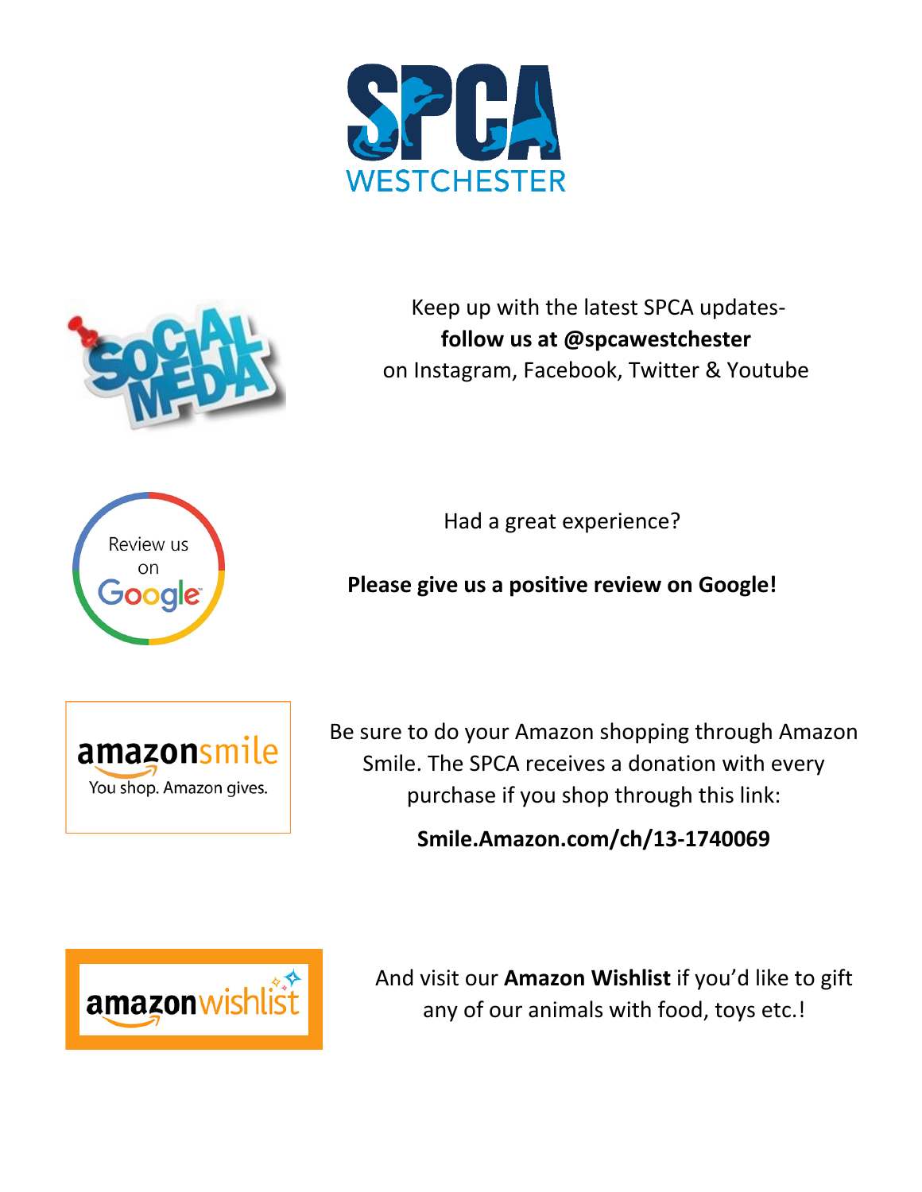SPCA WESTCHESTER

Keep up with the latest SPCA updates-
**follow us at @spcawestchester**
on Instagram, Facebook, Twitter & Youtube

Had a great experience?

**Please give us a positive review on Google!**

Be sure to do your Amazon shopping through Amazon Smile. The SPCA receives a donation with every purchase if you shop through this link:

**Smile.Amazon.com/ch/13-1740069**

And visit our **Amazon Wishlist** if you'd like to gift any of our animals with food, toys etc.!